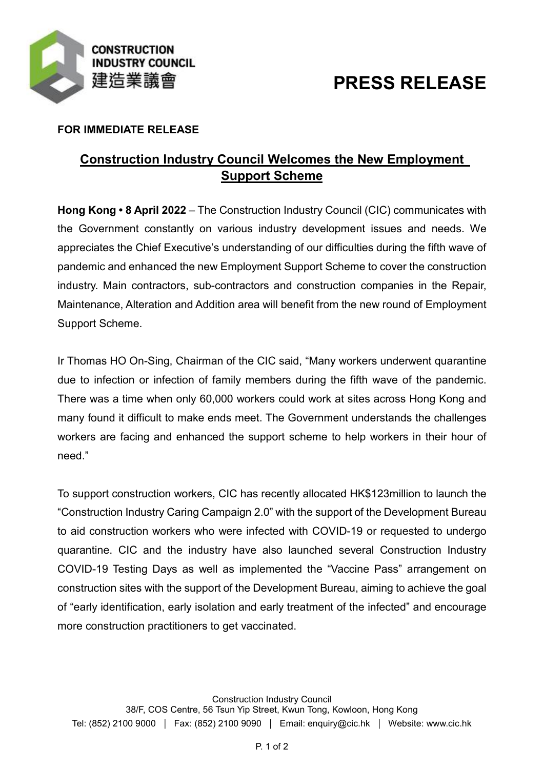**CONSTRUCTION INDUSTRY COUNCIL**
**建造業議會**

# PRESS RELEASE

**FOR IMMEDIATE RELEASE**

## Construction Industry Council Welcomes the New Employment Support Scheme

**Hong Kong • 8 April 2022** – The Construction Industry Council (CIC) communicates with the Government constantly on various industry development issues and needs. We appreciates the Chief Executive's understanding of our difficulties during the fifth wave of pandemic and enhanced the new Employment Support Scheme to cover the construction industry. Main contractors, sub-contractors and construction companies in the Repair, Maintenance, Alteration and Addition area will benefit from the new round of Employment Support Scheme.

Ir Thomas HO On-Sing, Chairman of the CIC said, "Many workers underwent quarantine due to infection or infection of family members during the fifth wave of the pandemic. There was a time when only 60,000 workers could work at sites across Hong Kong and many found it difficult to make ends meet. The Government understands the challenges workers are facing and enhanced the support scheme to help workers in their hour of need."

To support construction workers, CIC has recently allocated HK$123million to launch the "Construction Industry Caring Campaign 2.0" with the support of the Development Bureau to aid construction workers who were infected with COVID-19 or requested to undergo quarantine. CIC and the industry have also launched several Construction Industry COVID-19 Testing Days as well as implemented the "Vaccine Pass" arrangement on construction sites with the support of the Development Bureau, aiming to achieve the goal of "early identification, early isolation and early treatment of the infected" and encourage more construction practitioners to get vaccinated.

Construction Industry Council
38/F, COS Centre, 56 Tsun Yip Street, Kwun Tong, Kowloon, Hong Kong
Tel: (852) 2100 9000 | Fax: (852) 2100 9090 | Email: enquiry@cic.hk | Website: www.cic.hk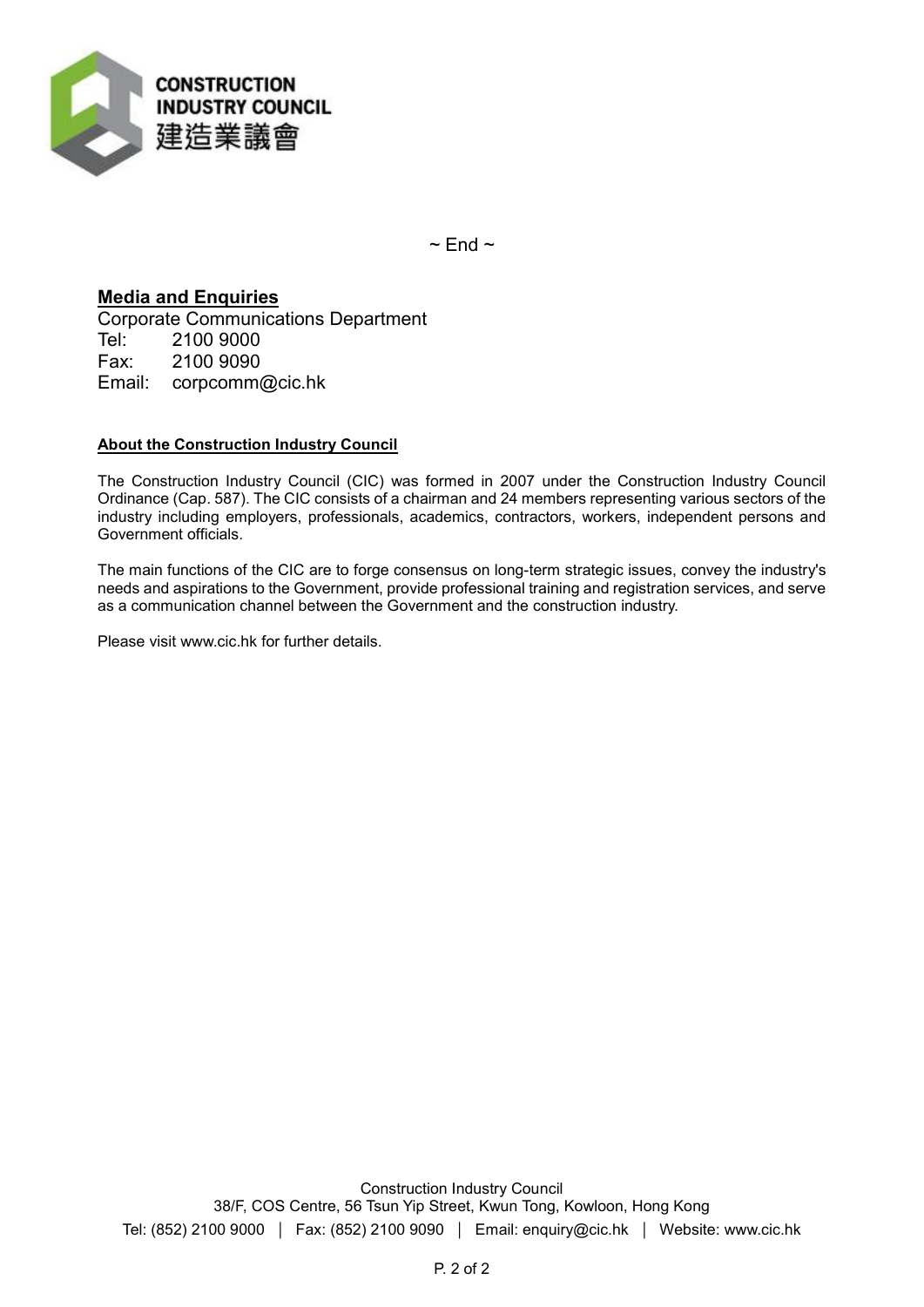~ End ~

## Media and Enquiries

Corporate Communications Department
Tel: 2100 9000
Fax: 2100 9090
Email: corpcomm@cic.hk

**About the Construction Industry Council**

The Construction Industry Council (CIC) was formed in 2007 under the Construction Industry Council Ordinance (Cap. 587). The CIC consists of a chairman and 24 members representing various sectors of the industry including employers, professionals, academics, contractors, workers, independent persons and Government officials.

The main functions of the CIC are to forge consensus on long-term strategic issues, convey the industry's needs and aspirations to the Government, provide professional training and registration services, and serve as a communication channel between the Government and the construction industry.

Please visit www.cic.hk for further details.